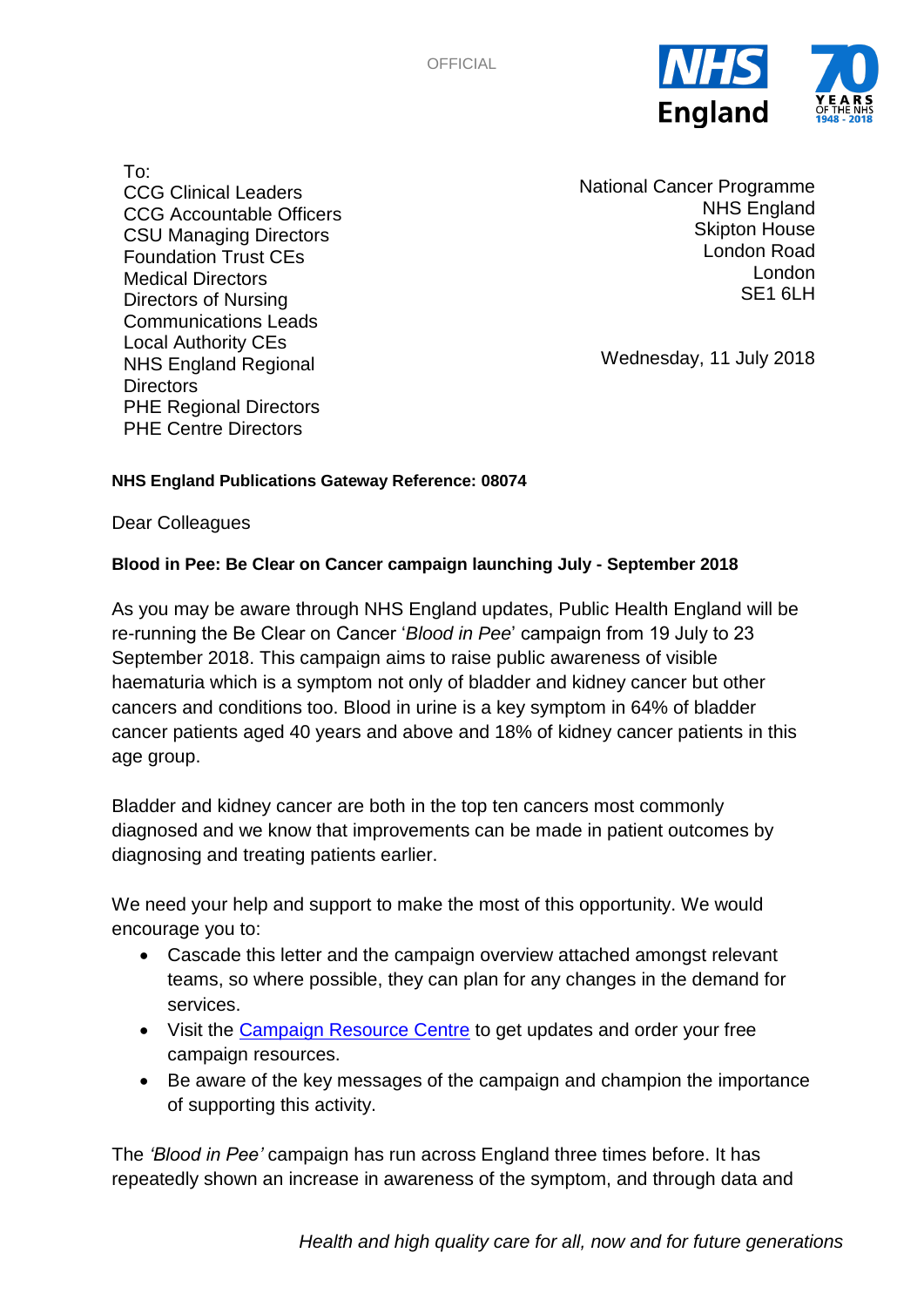OFFICIAL

To:
CCG Clinical Leaders
CCG Accountable Officers
CSU Managing Directors
Foundation Trust CEs
Medical Directors
Directors of Nursing
Communications Leads
Local Authority CEs
NHS England Regional Directors
PHE Regional Directors
PHE Centre Directors

National Cancer Programme
NHS England
Skipton House
London Road
London
SE1 6LH

Wednesday, 11 July 2018

**NHS England Publications Gateway Reference: 08074**

Dear Colleagues

**Blood in Pee: Be Clear on Cancer campaign launching July - September 2018**

As you may be aware through NHS England updates, Public Health England will be re-running the Be Clear on Cancer '*Blood in Pee*' campaign from 19 July to 23 September 2018. This campaign aims to raise public awareness of visible haematuria which is a symptom not only of bladder and kidney cancer but other cancers and conditions too. Blood in urine is a key symptom in 64% of bladder cancer patients aged 40 years and above and 18% of kidney cancer patients in this age group.

Bladder and kidney cancer are both in the top ten cancers most commonly diagnosed and we know that improvements can be made in patient outcomes by diagnosing and treating patients earlier.

We need your help and support to make the most of this opportunity. We would encourage you to:

- Cascade this letter and the campaign overview attached amongst relevant teams, so where possible, they can plan for any changes in the demand for services.
- Visit the Campaign Resource Centre to get updates and order your free campaign resources.
- Be aware of the key messages of the campaign and champion the importance of supporting this activity.

The *'Blood in Pee'* campaign has run across England three times before. It has repeatedly shown an increase in awareness of the symptom, and through data and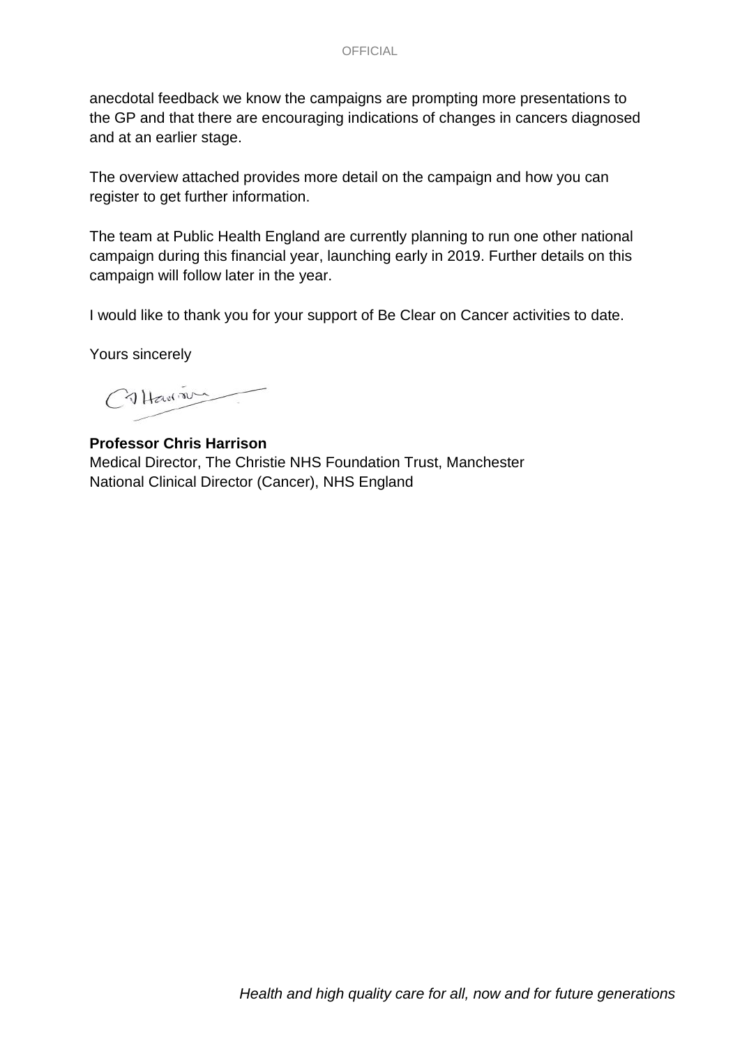anecdotal feedback we know the campaigns are prompting more presentations to the GP and that there are encouraging indications of changes in cancers diagnosed and at an earlier stage.

The overview attached provides more detail on the campaign and how you can register to get further information.

The team at Public Health England are currently planning to run one other national campaign during this financial year, launching early in 2019. Further details on this campaign will follow later in the year.

I would like to thank you for your support of Be Clear on Cancer activities to date.

Yours sincerely

**Professor Chris Harrison**
Medical Director, The Christie NHS Foundation Trust, Manchester
National Clinical Director (Cancer), NHS England

*Health and high quality care for all, now and for future generations*